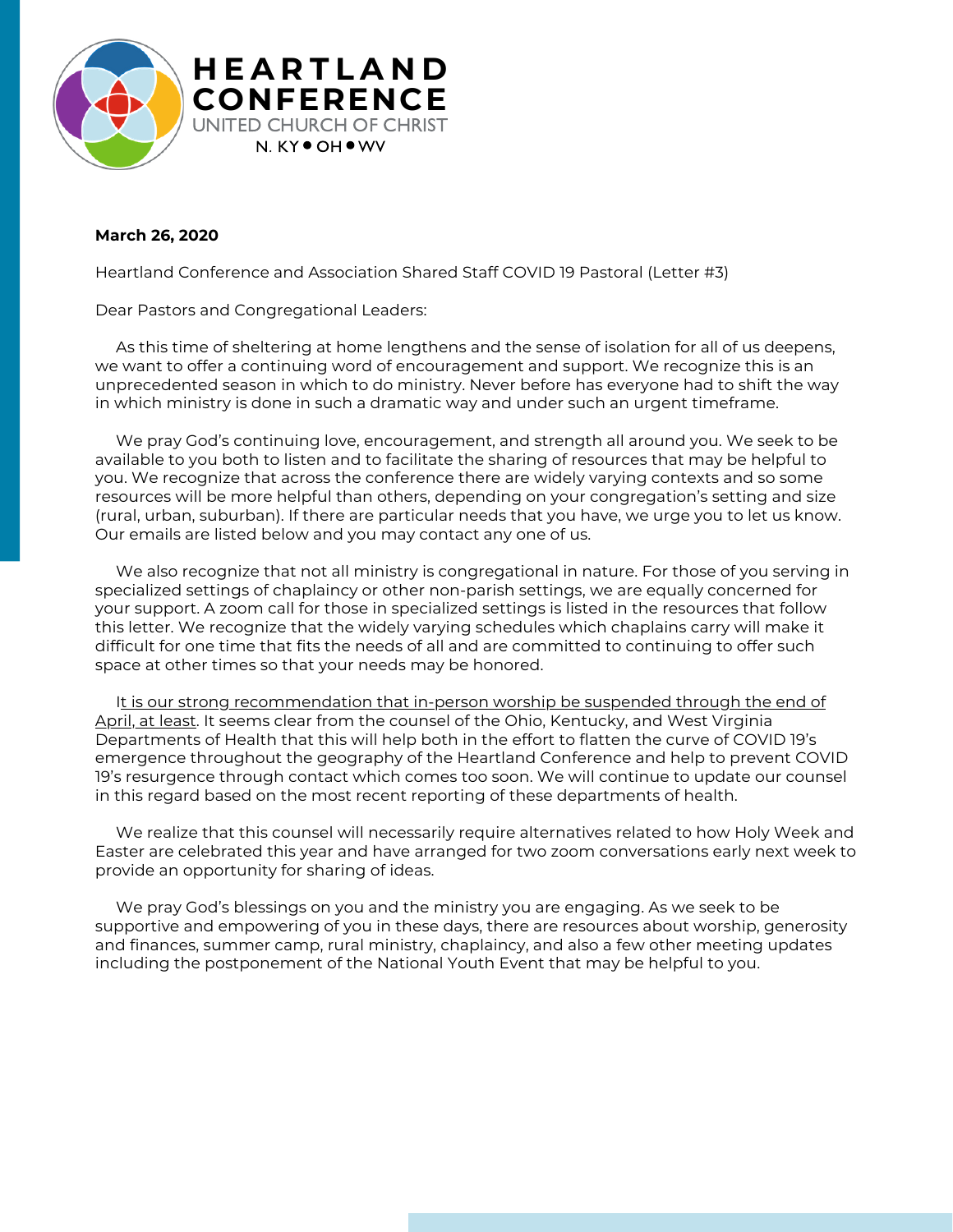**HEARTLAND CONFERENCE**
UNITED CHURCH OF CHRIST
N. KY • OH • WV

**March 26, 2020**

Heartland Conference and Association Shared Staff COVID 19 Pastoral (Letter #3)

Dear Pastors and Congregational Leaders:

As this time of sheltering at home lengthens and the sense of isolation for all of us deepens, we want to offer a continuing word of encouragement and support. We recognize this is an unprecedented season in which to do ministry. Never before has everyone had to shift the way in which ministry is done in such a dramatic way and under such an urgent timeframe.

We pray God's continuing love, encouragement, and strength all around you. We seek to be available to you both to listen and to facilitate the sharing of resources that may be helpful to you. We recognize that across the conference there are widely varying contexts and so some resources will be more helpful than others, depending on your congregation's setting and size (rural, urban, suburban). If there are particular needs that you have, we urge you to let us know. Our emails are listed below and you may contact any one of us.

We also recognize that not all ministry is congregational in nature. For those of you serving in specialized settings of chaplaincy or other non-parish settings, we are equally concerned for your support. A zoom call for those in specialized settings is listed in the resources that follow this letter. We recognize that the widely varying schedules which chaplains carry will make it difficult for one time that fits the needs of all and are committed to continuing to offer such space at other times so that your needs may be honored.

It is our strong recommendation that in-person worship be suspended through the end of April, at least. It seems clear from the counsel of the Ohio, Kentucky, and West Virginia Departments of Health that this will help both in the effort to flatten the curve of COVID 19's emergence throughout the geography of the Heartland Conference and help to prevent COVID 19's resurgence through contact which comes too soon. We will continue to update our counsel in this regard based on the most recent reporting of these departments of health.

We realize that this counsel will necessarily require alternatives related to how Holy Week and Easter are celebrated this year and have arranged for two zoom conversations early next week to provide an opportunity for sharing of ideas.

We pray God's blessings on you and the ministry you are engaging. As we seek to be supportive and empowering of you in these days, there are resources about worship, generosity and finances, summer camp, rural ministry, chaplaincy, and also a few other meeting updates including the postponement of the National Youth Event that may be helpful to you.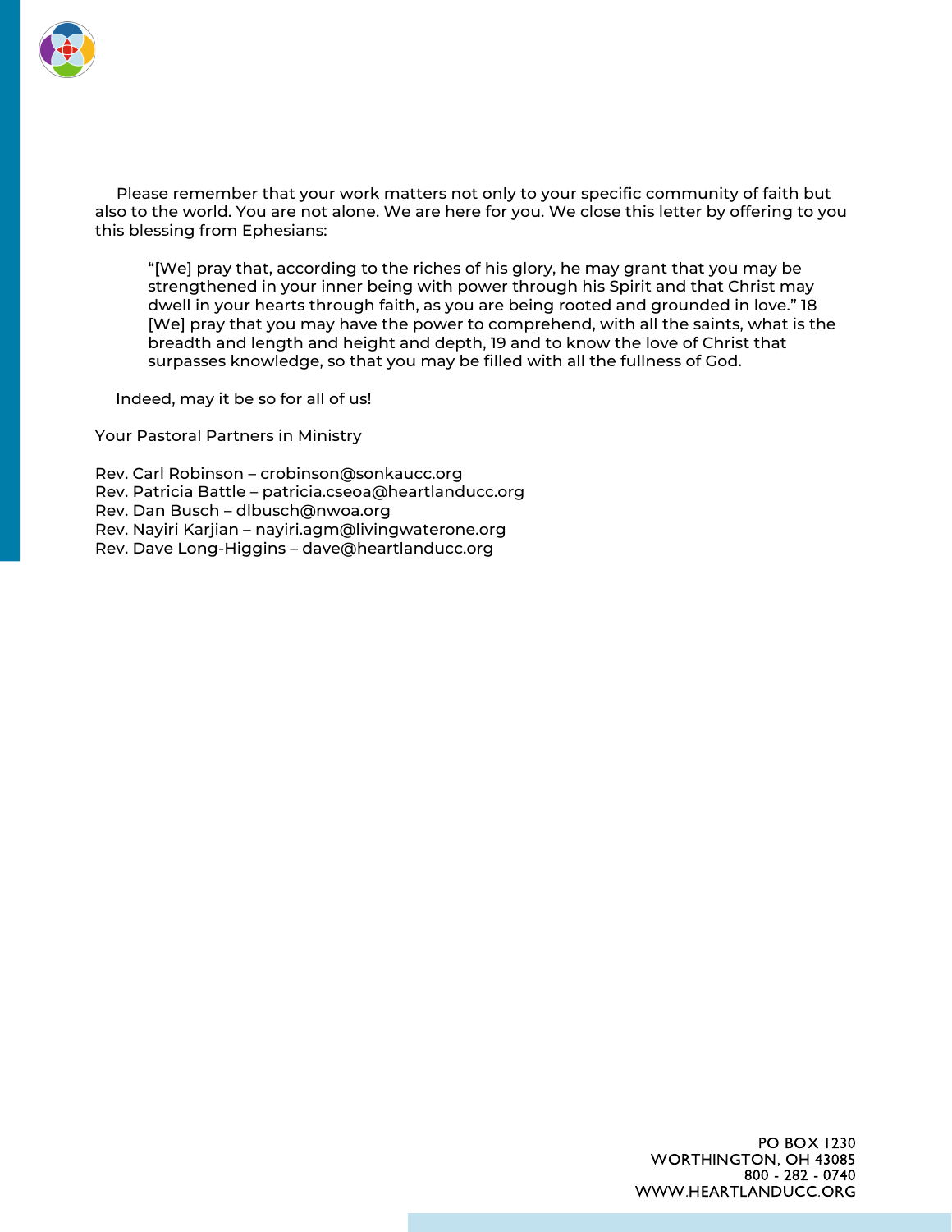Please remember that your work matters not only to your specific community of faith but also to the world. You are not alone. We are here for you. We close this letter by offering to you this blessing from Ephesians:

> "[We] pray that, according to the riches of his glory, he may grant that you may be strengthened in your inner being with power through his Spirit and that Christ may dwell in your hearts through faith, as you are being rooted and grounded in love." 18 [We] pray that you may have the power to comprehend, with all the saints, what is the breadth and length and height and depth, 19 and to know the love of Christ that surpasses knowledge, so that you may be filled with all the fullness of God.

Indeed, may it be so for all of us!

Your Pastoral Partners in Ministry

Rev. Carl Robinson – crobinson@sonkaucc.org
Rev. Patricia Battle – patricia.cseoa@heartlanducc.org
Rev. Dan Busch – dlbusch@nwoa.org
Rev. Nayiri Karjian – nayiri.agm@livingwaterone.org
Rev. Dave Long-Higgins – dave@heartlanducc.org

PO BOX 1230
WORTHINGTON, OH 43085
800 - 282 - 0740
WWW.HEARTLANDUCC.ORG